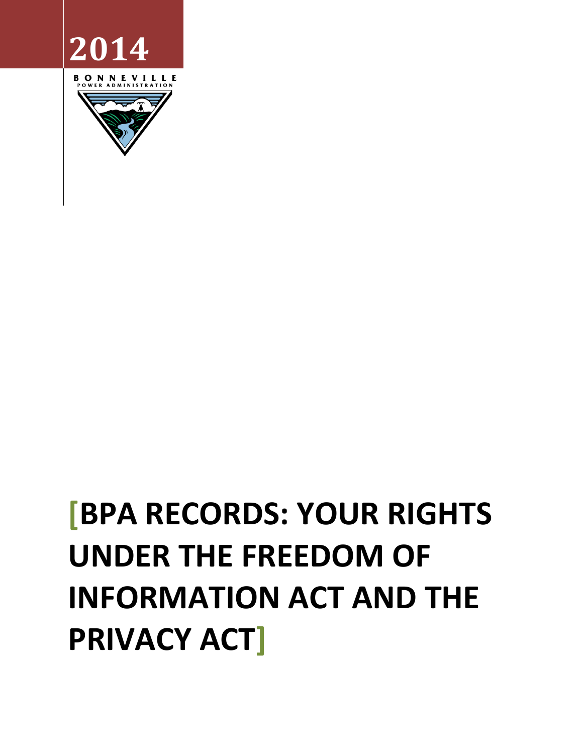2014

BONNEVILLE
POWER ADMINISTRATION

# [BPA RECORDS: YOUR RIGHTS UNDER THE FREEDOM OF INFORMATION ACT AND THE PRIVACY ACT]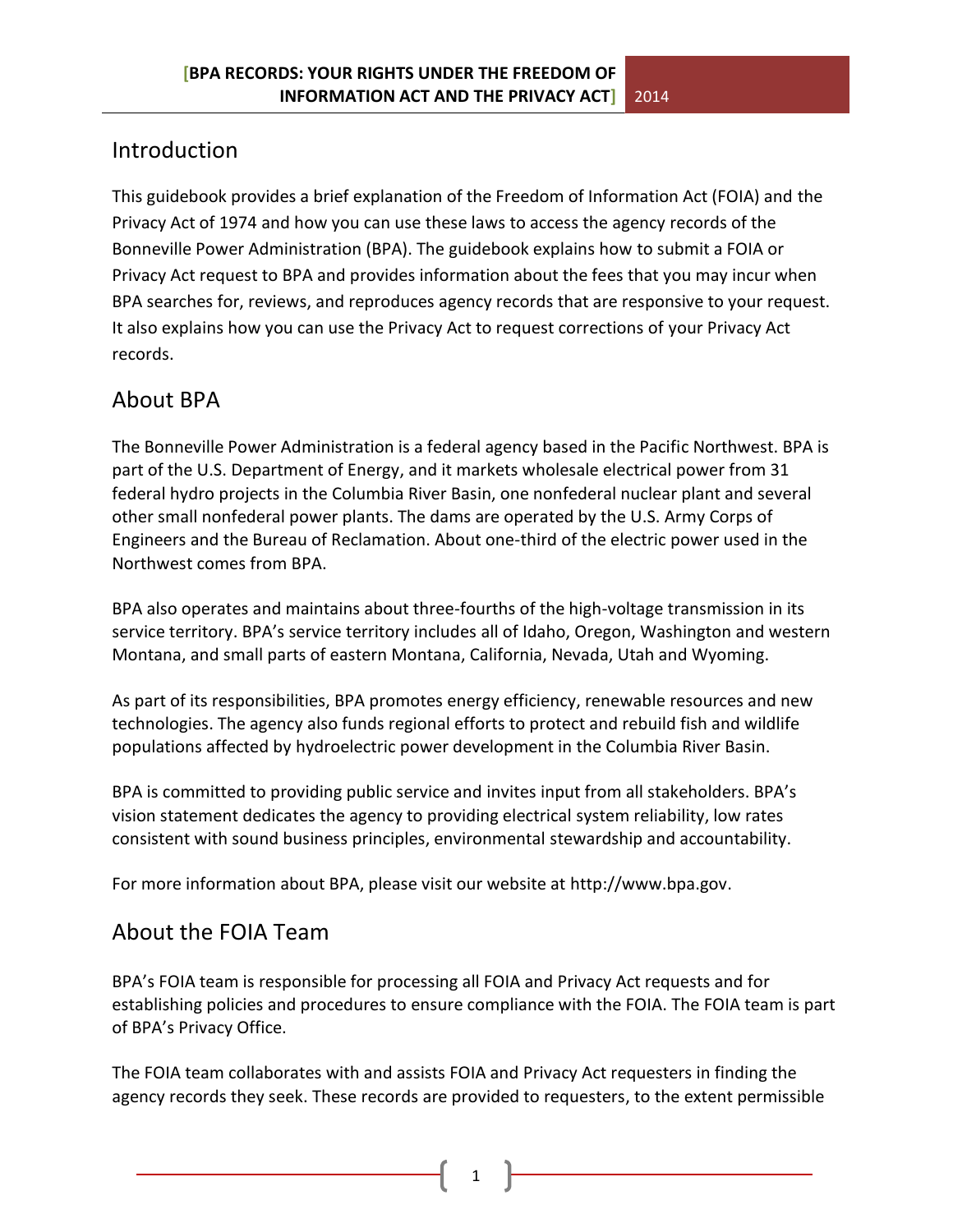## Introduction

This guidebook provides a brief explanation of the Freedom of Information Act (FOIA) and the Privacy Act of 1974 and how you can use these laws to access the agency records of the Bonneville Power Administration (BPA). The guidebook explains how to submit a FOIA or Privacy Act request to BPA and provides information about the fees that you may incur when BPA searches for, reviews, and reproduces agency records that are responsive to your request. It also explains how you can use the Privacy Act to request corrections of your Privacy Act records.

## About BPA

The Bonneville Power Administration is a federal agency based in the Pacific Northwest. BPA is part of the U.S. Department of Energy, and it markets wholesale electrical power from 31 federal hydro projects in the Columbia River Basin, one nonfederal nuclear plant and several other small nonfederal power plants. The dams are operated by the U.S. Army Corps of Engineers and the Bureau of Reclamation. About one-third of the electric power used in the Northwest comes from BPA.

BPA also operates and maintains about three-fourths of the high-voltage transmission in its service territory. BPA's service territory includes all of Idaho, Oregon, Washington and western Montana, and small parts of eastern Montana, California, Nevada, Utah and Wyoming.

As part of its responsibilities, BPA promotes energy efficiency, renewable resources and new technologies. The agency also funds regional efforts to protect and rebuild fish and wildlife populations affected by hydroelectric power development in the Columbia River Basin.

BPA is committed to providing public service and invites input from all stakeholders. BPA's vision statement dedicates the agency to providing electrical system reliability, low rates consistent with sound business principles, environmental stewardship and accountability.

For more information about BPA, please visit our website at http://www.bpa.gov.

## About the FOIA Team

BPA's FOIA team is responsible for processing all FOIA and Privacy Act requests and for establishing policies and procedures to ensure compliance with the FOIA. The FOIA team is part of BPA's Privacy Office.

The FOIA team collaborates with and assists FOIA and Privacy Act requesters in finding the agency records they seek. These records are provided to requesters, to the extent permissible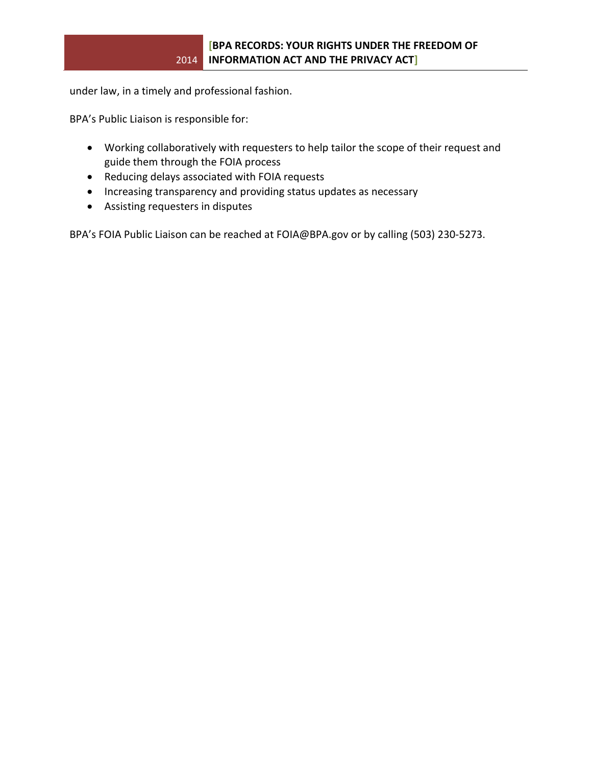under law, in a timely and professional fashion.

BPA's Public Liaison is responsible for:

- Working collaboratively with requesters to help tailor the scope of their request and guide them through the FOIA process
- Reducing delays associated with FOIA requests
- Increasing transparency and providing status updates as necessary
- Assisting requesters in disputes

BPA's FOIA Public Liaison can be reached at FOIA@BPA.gov or by calling (503) 230-5273.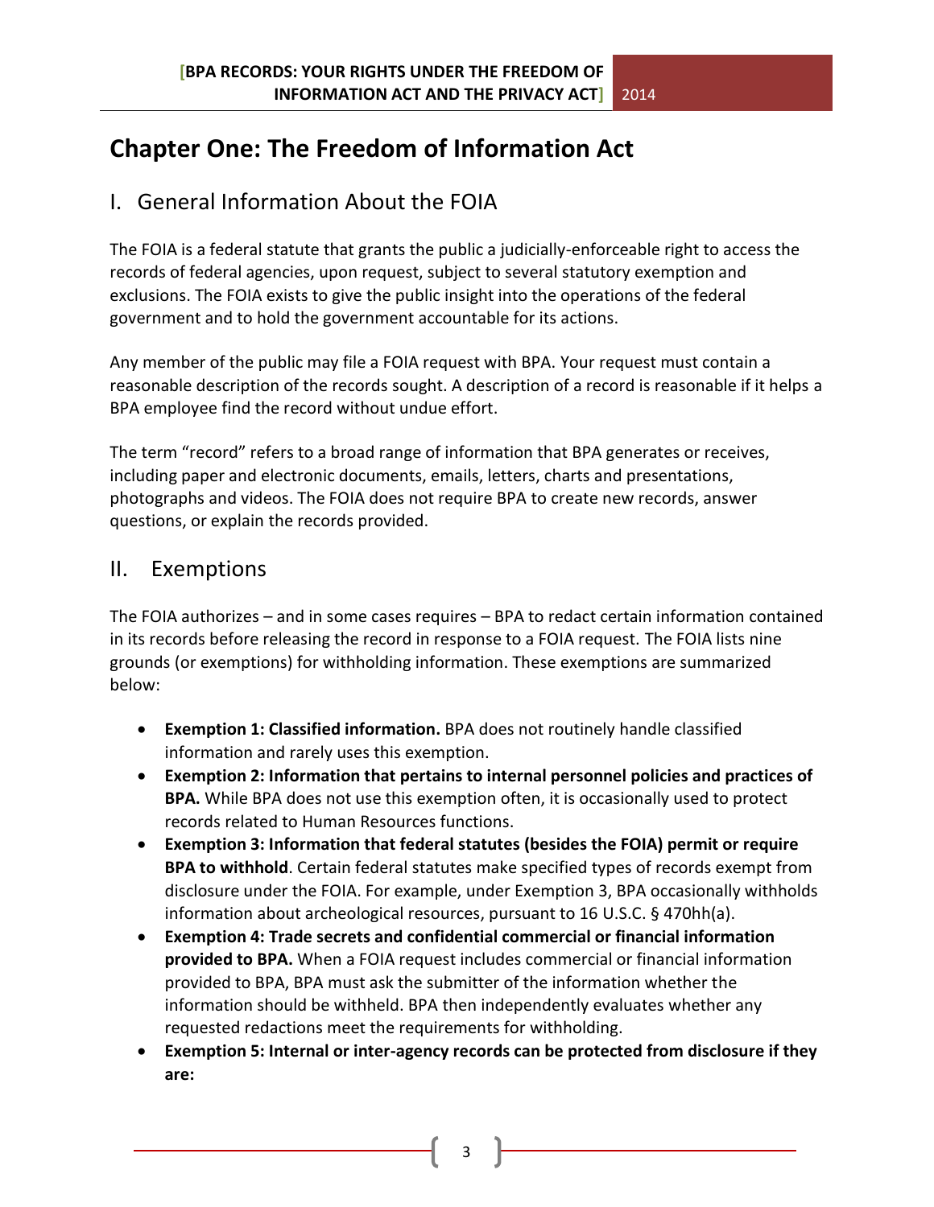# Chapter One: The Freedom of Information Act

## I. General Information About the FOIA

The FOIA is a federal statute that grants the public a judicially-enforceable right to access the records of federal agencies, upon request, subject to several statutory exemption and exclusions. The FOIA exists to give the public insight into the operations of the federal government and to hold the government accountable for its actions.

Any member of the public may file a FOIA request with BPA. Your request must contain a reasonable description of the records sought. A description of a record is reasonable if it helps a BPA employee find the record without undue effort.

The term "record" refers to a broad range of information that BPA generates or receives, including paper and electronic documents, emails, letters, charts and presentations, photographs and videos. The FOIA does not require BPA to create new records, answer questions, or explain the records provided.

## II. Exemptions

The FOIA authorizes – and in some cases requires – BPA to redact certain information contained in its records before releasing the record in response to a FOIA request. The FOIA lists nine grounds (or exemptions) for withholding information. These exemptions are summarized below:

- **Exemption 1: Classified information.** BPA does not routinely handle classified information and rarely uses this exemption.
- **Exemption 2: Information that pertains to internal personnel policies and practices of BPA.** While BPA does not use this exemption often, it is occasionally used to protect records related to Human Resources functions.
- **Exemption 3: Information that federal statutes (besides the FOIA) permit or require BPA to withhold**. Certain federal statutes make specified types of records exempt from disclosure under the FOIA. For example, under Exemption 3, BPA occasionally withholds information about archeological resources, pursuant to 16 U.S.C. § 470hh(a).
- **Exemption 4: Trade secrets and confidential commercial or financial information provided to BPA.** When a FOIA request includes commercial or financial information provided to BPA, BPA must ask the submitter of the information whether the information should be withheld. BPA then independently evaluates whether any requested redactions meet the requirements for withholding.
- **Exemption 5: Internal or inter-agency records can be protected from disclosure if they are:**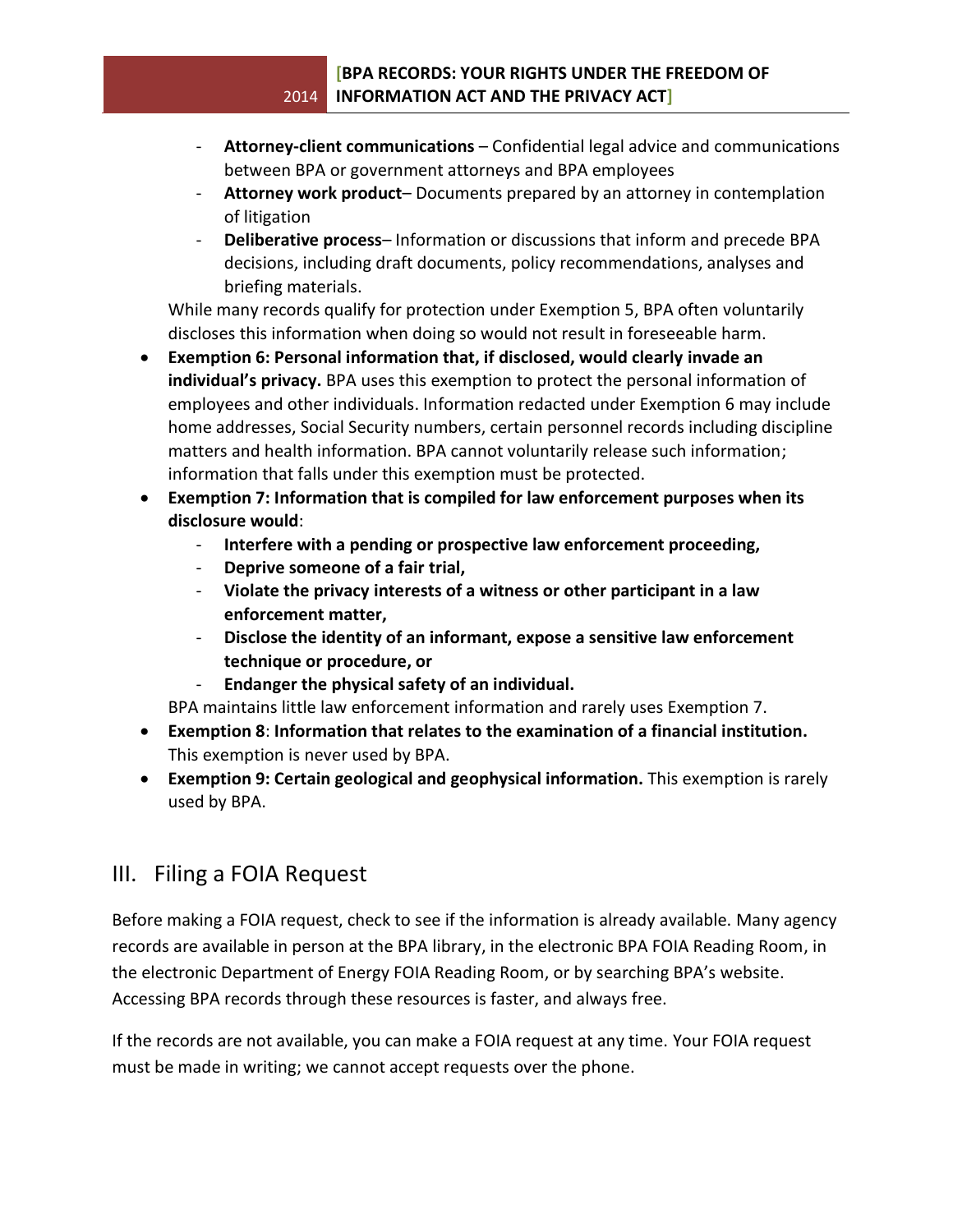- **Attorney-client communications** – Confidential legal advice and communications between BPA or government attorneys and BPA employees
  - **Attorney work product**– Documents prepared by an attorney in contemplation of litigation
  - **Deliberative process**– Information or discussions that inform and precede BPA decisions, including draft documents, policy recommendations, analyses and briefing materials.

  While many records qualify for protection under Exemption 5, BPA often voluntarily discloses this information when doing so would not result in foreseeable harm.

- **Exemption 6: Personal information that, if disclosed, would clearly invade an individual's privacy.** BPA uses this exemption to protect the personal information of employees and other individuals. Information redacted under Exemption 6 may include home addresses, Social Security numbers, certain personnel records including discipline matters and health information. BPA cannot voluntarily release such information; information that falls under this exemption must be protected.
- **Exemption 7: Information that is compiled for law enforcement purposes when its disclosure would**:
  - **Interfere with a pending or prospective law enforcement proceeding,**
  - **Deprive someone of a fair trial,**
  - **Violate the privacy interests of a witness or other participant in a law enforcement matter,**
  - **Disclose the identity of an informant, expose a sensitive law enforcement technique or procedure, or**
  - **Endanger the physical safety of an individual.**

  BPA maintains little law enforcement information and rarely uses Exemption 7.
- **Exemption 8**: **Information that relates to the examination of a financial institution.** This exemption is never used by BPA.
- **Exemption 9: Certain geological and geophysical information.** This exemption is rarely used by BPA.

## III. Filing a FOIA Request

Before making a FOIA request, check to see if the information is already available. Many agency records are available in person at the BPA library, in the electronic BPA FOIA Reading Room, in the electronic Department of Energy FOIA Reading Room, or by searching BPA's website. Accessing BPA records through these resources is faster, and always free.

If the records are not available, you can make a FOIA request at any time. Your FOIA request must be made in writing; we cannot accept requests over the phone.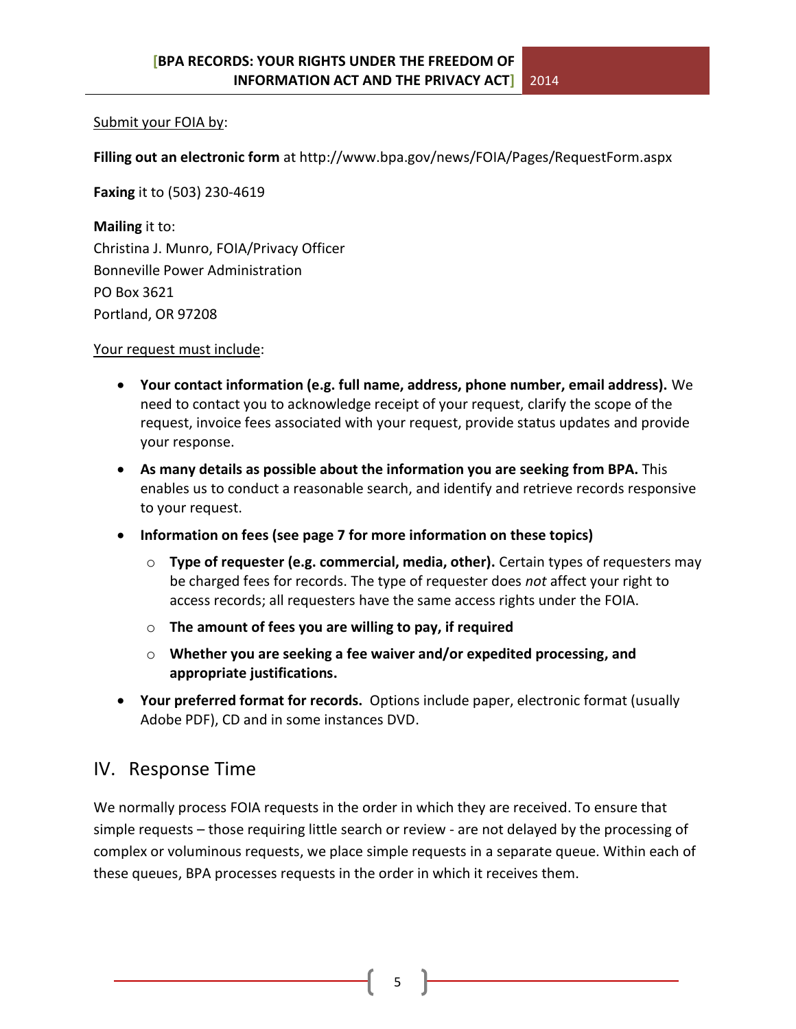Submit your FOIA by:

**Filling out an electronic form** at http://www.bpa.gov/news/FOIA/Pages/RequestForm.aspx

**Faxing** it to (503) 230-4619

**Mailing** it to:
Christina J. Munro, FOIA/Privacy Officer
Bonneville Power Administration
PO Box 3621
Portland, OR 97208

Your request must include:

- **Your contact information (e.g. full name, address, phone number, email address).** We need to contact you to acknowledge receipt of your request, clarify the scope of the request, invoice fees associated with your request, provide status updates and provide your response.
- **As many details as possible about the information you are seeking from BPA.** This enables us to conduct a reasonable search, and identify and retrieve records responsive to your request.
- **Information on fees (see page 7 for more information on these topics)**
  - **Type of requester (e.g. commercial, media, other).** Certain types of requesters may be charged fees for records. The type of requester does *not* affect your right to access records; all requesters have the same access rights under the FOIA.
  - **The amount of fees you are willing to pay, if required**
  - **Whether you are seeking a fee waiver and/or expedited processing, and appropriate justifications.**
- **Your preferred format for records.** Options include paper, electronic format (usually Adobe PDF), CD and in some instances DVD.

## IV. Response Time

We normally process FOIA requests in the order in which they are received. To ensure that simple requests – those requiring little search or review - are not delayed by the processing of complex or voluminous requests, we place simple requests in a separate queue. Within each of these queues, BPA processes requests in the order in which it receives them.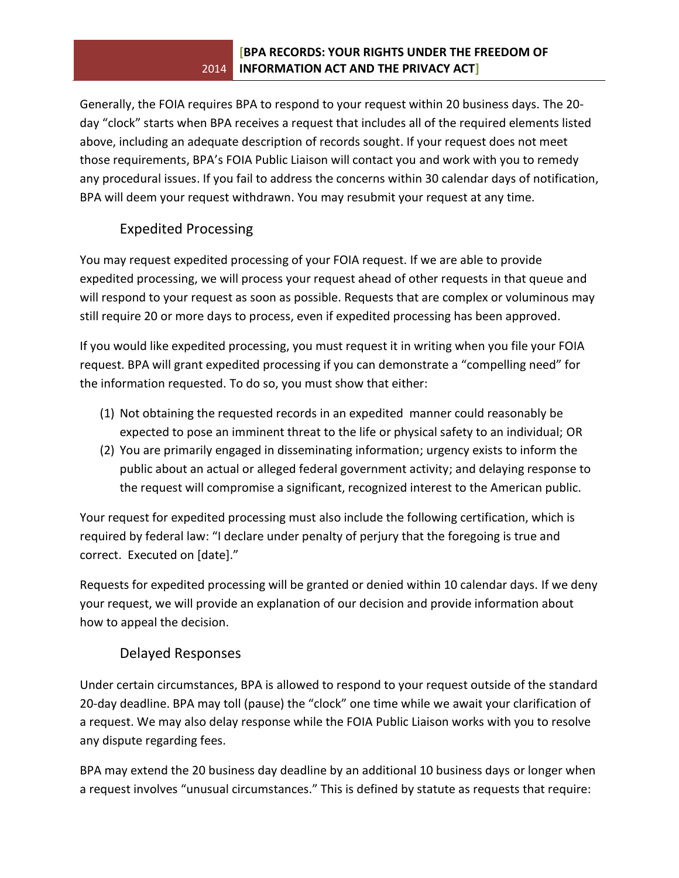Generally, the FOIA requires BPA to respond to your request within 20 business days. The 20-day "clock" starts when BPA receives a request that includes all of the required elements listed above, including an adequate description of records sought. If your request does not meet those requirements, BPA's FOIA Public Liaison will contact you and work with you to remedy any procedural issues. If you fail to address the concerns within 30 calendar days of notification, BPA will deem your request withdrawn. You may resubmit your request at any time.

### Expedited Processing

You may request expedited processing of your FOIA request. If we are able to provide expedited processing, we will process your request ahead of other requests in that queue and will respond to your request as soon as possible. Requests that are complex or voluminous may still require 20 or more days to process, even if expedited processing has been approved.

If you would like expedited processing, you must request it in writing when you file your FOIA request. BPA will grant expedited processing if you can demonstrate a "compelling need" for the information requested. To do so, you must show that either:

(1) Not obtaining the requested records in an expedited manner could reasonably be expected to pose an imminent threat to the life or physical safety to an individual; OR
(2) You are primarily engaged in disseminating information; urgency exists to inform the public about an actual or alleged federal government activity; and delaying response to the request will compromise a significant, recognized interest to the American public.

Your request for expedited processing must also include the following certification, which is required by federal law: "I declare under penalty of perjury that the foregoing is true and correct. Executed on [date]."

Requests for expedited processing will be granted or denied within 10 calendar days. If we deny your request, we will provide an explanation of our decision and provide information about how to appeal the decision.

### Delayed Responses

Under certain circumstances, BPA is allowed to respond to your request outside of the standard 20-day deadline. BPA may toll (pause) the "clock" one time while we await your clarification of a request. We may also delay response while the FOIA Public Liaison works with you to resolve any dispute regarding fees.

BPA may extend the 20 business day deadline by an additional 10 business days or longer when a request involves "unusual circumstances." This is defined by statute as requests that require: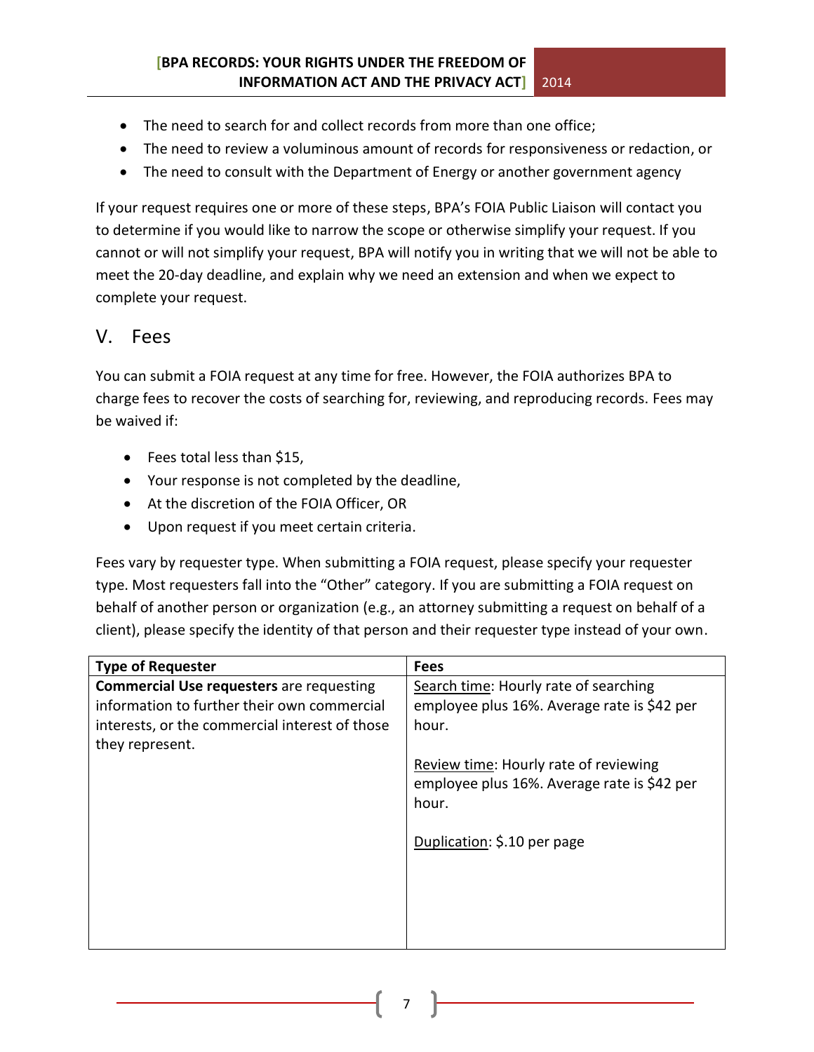- The need to search for and collect records from more than one office;
- The need to review a voluminous amount of records for responsiveness or redaction, or
- The need to consult with the Department of Energy or another government agency

If your request requires one or more of these steps, BPA's FOIA Public Liaison will contact you to determine if you would like to narrow the scope or otherwise simplify your request. If you cannot or will not simplify your request, BPA will notify you in writing that we will not be able to meet the 20-day deadline, and explain why we need an extension and when we expect to complete your request.

## V. Fees

You can submit a FOIA request at any time for free. However, the FOIA authorizes BPA to charge fees to recover the costs of searching for, reviewing, and reproducing records. Fees may be waived if:

- Fees total less than $15,
- Your response is not completed by the deadline,
- At the discretion of the FOIA Officer, OR
- Upon request if you meet certain criteria.

Fees vary by requester type. When submitting a FOIA request, please specify your requester type. Most requesters fall into the "Other" category. If you are submitting a FOIA request on behalf of another person or organization (e.g., an attorney submitting a request on behalf of a client), please specify the identity of that person and their requester type instead of your own.

| Type of Requester | Fees |
|---|---|
| **Commercial Use requesters** are requesting information to further their own commercial interests, or the commercial interest of those they represent. | Search time: Hourly rate of searching employee plus 16%. Average rate is $42 per hour.<br><br>Review time: Hourly rate of reviewing employee plus 16%. Average rate is $42 per hour.<br><br>Duplication: $.10 per page |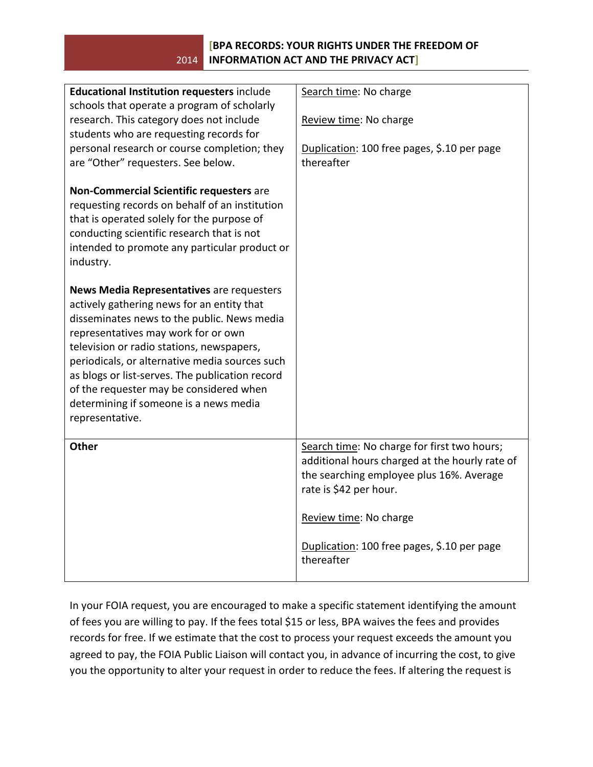| | |
|---|---|
| **Educational Institution requesters** include schools that operate a program of scholarly research. This category does not include students who are requesting records for personal research or course completion; they are "Other" requesters. See below.<br><br>**Non-Commercial Scientific requesters** are requesting records on behalf of an institution that is operated solely for the purpose of conducting scientific research that is not intended to promote any particular product or industry.<br><br>**News Media Representatives** are requesters actively gathering news for an entity that disseminates news to the public. News media representatives may work for or own television or radio stations, newspapers, periodicals, or alternative media sources such as blogs or list-serves. The publication record of the requester may be considered when determining if someone is a news media representative. | Search time: No charge<br><br>Review time: No charge<br><br>Duplication: 100 free pages, $.10 per page thereafter |
| **Other** | Search time: No charge for first two hours; additional hours charged at the hourly rate of the searching employee plus 16%. Average rate is $42 per hour.<br><br>Review time: No charge<br><br>Duplication: 100 free pages, $.10 per page thereafter |

In your FOIA request, you are encouraged to make a specific statement identifying the amount of fees you are willing to pay. If the fees total $15 or less, BPA waives the fees and provides records for free. If we estimate that the cost to process your request exceeds the amount you agreed to pay, the FOIA Public Liaison will contact you, in advance of incurring the cost, to give you the opportunity to alter your request in order to reduce the fees. If altering the request is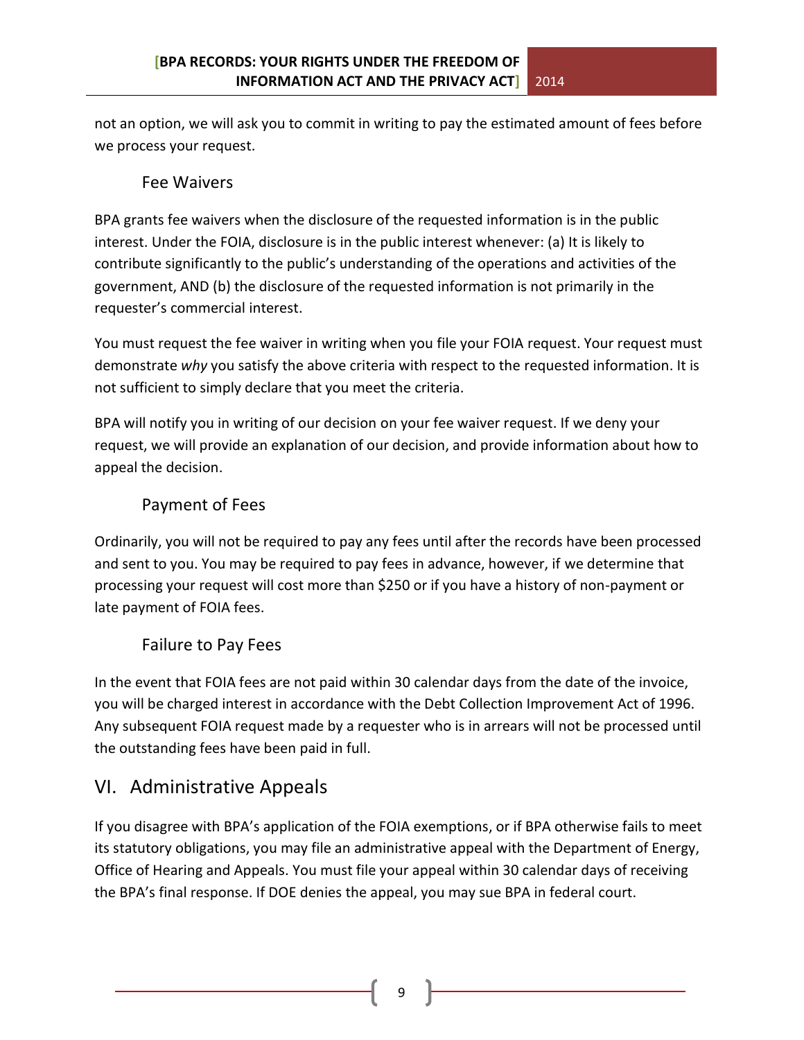not an option, we will ask you to commit in writing to pay the estimated amount of fees before we process your request.

### Fee Waivers

BPA grants fee waivers when the disclosure of the requested information is in the public interest. Under the FOIA, disclosure is in the public interest whenever: (a) It is likely to contribute significantly to the public's understanding of the operations and activities of the government, AND (b) the disclosure of the requested information is not primarily in the requester's commercial interest.

You must request the fee waiver in writing when you file your FOIA request. Your request must demonstrate *why* you satisfy the above criteria with respect to the requested information. It is not sufficient to simply declare that you meet the criteria.

BPA will notify you in writing of our decision on your fee waiver request. If we deny your request, we will provide an explanation of our decision, and provide information about how to appeal the decision.

### Payment of Fees

Ordinarily, you will not be required to pay any fees until after the records have been processed and sent to you. You may be required to pay fees in advance, however, if we determine that processing your request will cost more than $250 or if you have a history of non-payment or late payment of FOIA fees.

### Failure to Pay Fees

In the event that FOIA fees are not paid within 30 calendar days from the date of the invoice, you will be charged interest in accordance with the Debt Collection Improvement Act of 1996. Any subsequent FOIA request made by a requester who is in arrears will not be processed until the outstanding fees have been paid in full.

## VI. Administrative Appeals

If you disagree with BPA's application of the FOIA exemptions, or if BPA otherwise fails to meet its statutory obligations, you may file an administrative appeal with the Department of Energy, Office of Hearing and Appeals. You must file your appeal within 30 calendar days of receiving the BPA's final response. If DOE denies the appeal, you may sue BPA in federal court.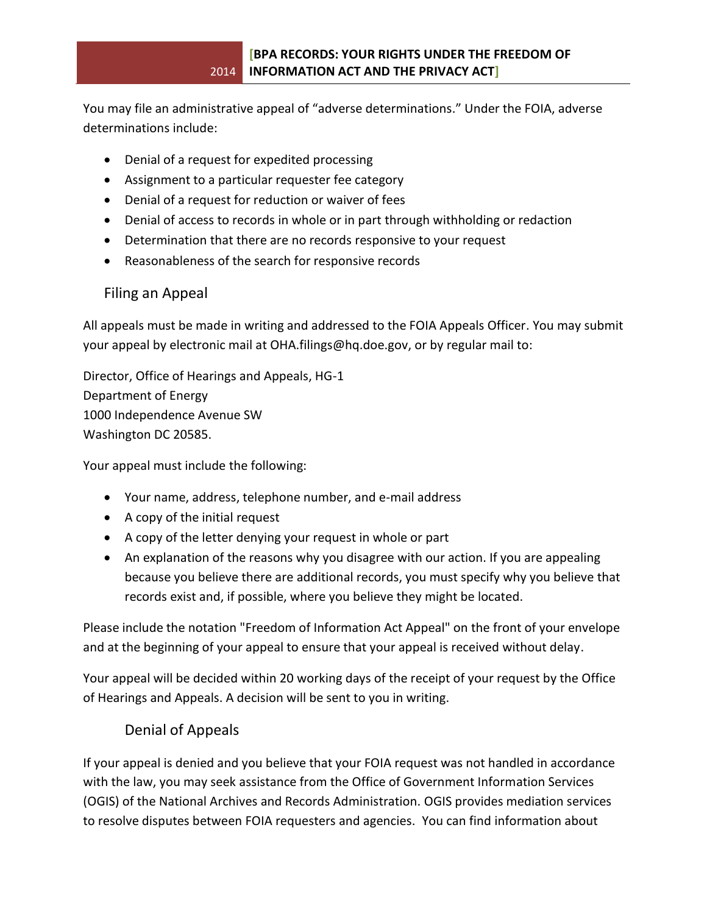You may file an administrative appeal of "adverse determinations." Under the FOIA, adverse determinations include:

- Denial of a request for expedited processing
- Assignment to a particular requester fee category
- Denial of a request for reduction or waiver of fees
- Denial of access to records in whole or in part through withholding or redaction
- Determination that there are no records responsive to your request
- Reasonableness of the search for responsive records

## Filing an Appeal

All appeals must be made in writing and addressed to the FOIA Appeals Officer. You may submit your appeal by electronic mail at OHA.filings@hq.doe.gov, or by regular mail to:

Director, Office of Hearings and Appeals, HG-1
Department of Energy
1000 Independence Avenue SW
Washington DC 20585.

Your appeal must include the following:

- Your name, address, telephone number, and e-mail address
- A copy of the initial request
- A copy of the letter denying your request in whole or part
- An explanation of the reasons why you disagree with our action. If you are appealing because you believe there are additional records, you must specify why you believe that records exist and, if possible, where you believe they might be located.

Please include the notation "Freedom of Information Act Appeal" on the front of your envelope and at the beginning of your appeal to ensure that your appeal is received without delay.

Your appeal will be decided within 20 working days of the receipt of your request by the Office of Hearings and Appeals. A decision will be sent to you in writing.

### Denial of Appeals

If your appeal is denied and you believe that your FOIA request was not handled in accordance with the law, you may seek assistance from the Office of Government Information Services (OGIS) of the National Archives and Records Administration. OGIS provides mediation services to resolve disputes between FOIA requesters and agencies. You can find information about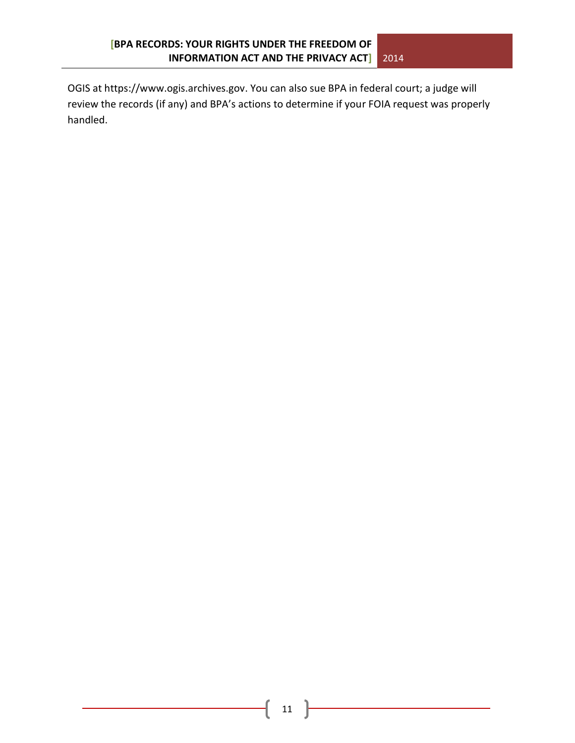OGIS at https://www.ogis.archives.gov. You can also sue BPA in federal court; a judge will review the records (if any) and BPA's actions to determine if your FOIA request was properly handled.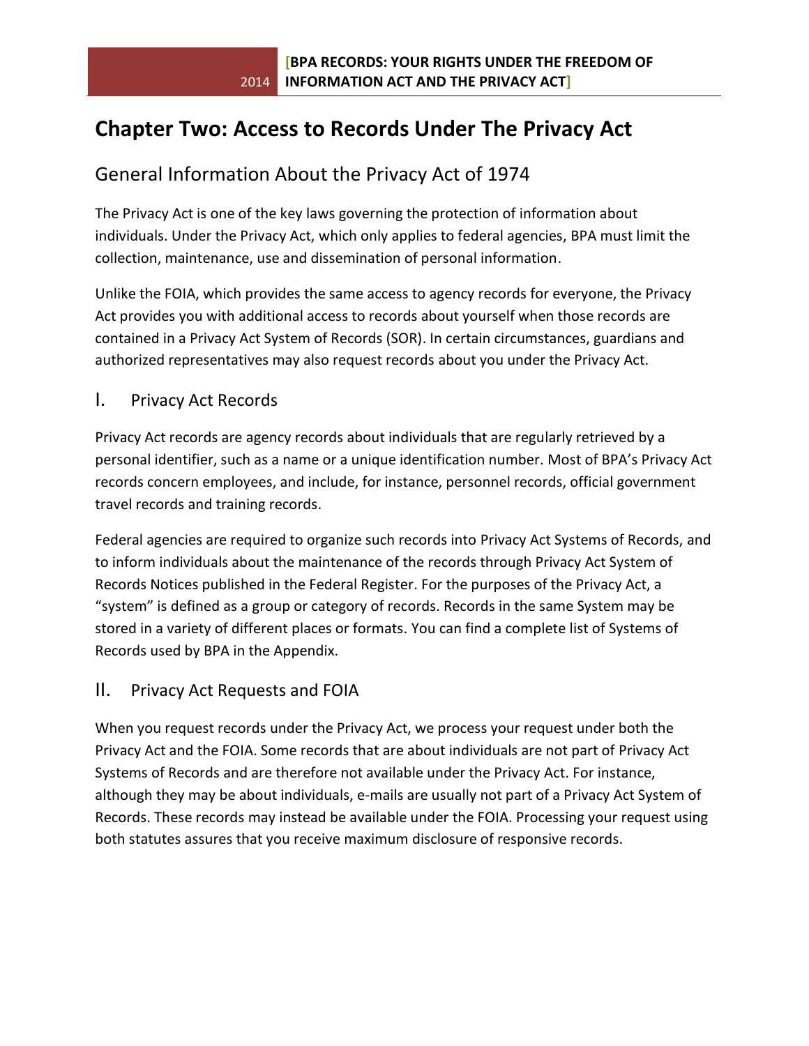# Chapter Two: Access to Records Under The Privacy Act

## General Information About the Privacy Act of 1974

The Privacy Act is one of the key laws governing the protection of information about individuals. Under the Privacy Act, which only applies to federal agencies, BPA must limit the collection, maintenance, use and dissemination of personal information.

Unlike the FOIA, which provides the same access to agency records for everyone, the Privacy Act provides you with additional access to records about yourself when those records are contained in a Privacy Act System of Records (SOR). In certain circumstances, guardians and authorized representatives may also request records about you under the Privacy Act.

### I. Privacy Act Records

Privacy Act records are agency records about individuals that are regularly retrieved by a personal identifier, such as a name or a unique identification number. Most of BPA's Privacy Act records concern employees, and include, for instance, personnel records, official government travel records and training records.

Federal agencies are required to organize such records into Privacy Act Systems of Records, and to inform individuals about the maintenance of the records through Privacy Act System of Records Notices published in the Federal Register. For the purposes of the Privacy Act, a "system" is defined as a group or category of records. Records in the same System may be stored in a variety of different places or formats. You can find a complete list of Systems of Records used by BPA in the Appendix.

### II. Privacy Act Requests and FOIA

When you request records under the Privacy Act, we process your request under both the Privacy Act and the FOIA. Some records that are about individuals are not part of Privacy Act Systems of Records and are therefore not available under the Privacy Act. For instance, although they may be about individuals, e-mails are usually not part of a Privacy Act System of Records. These records may instead be available under the FOIA. Processing your request using both statutes assures that you receive maximum disclosure of responsive records.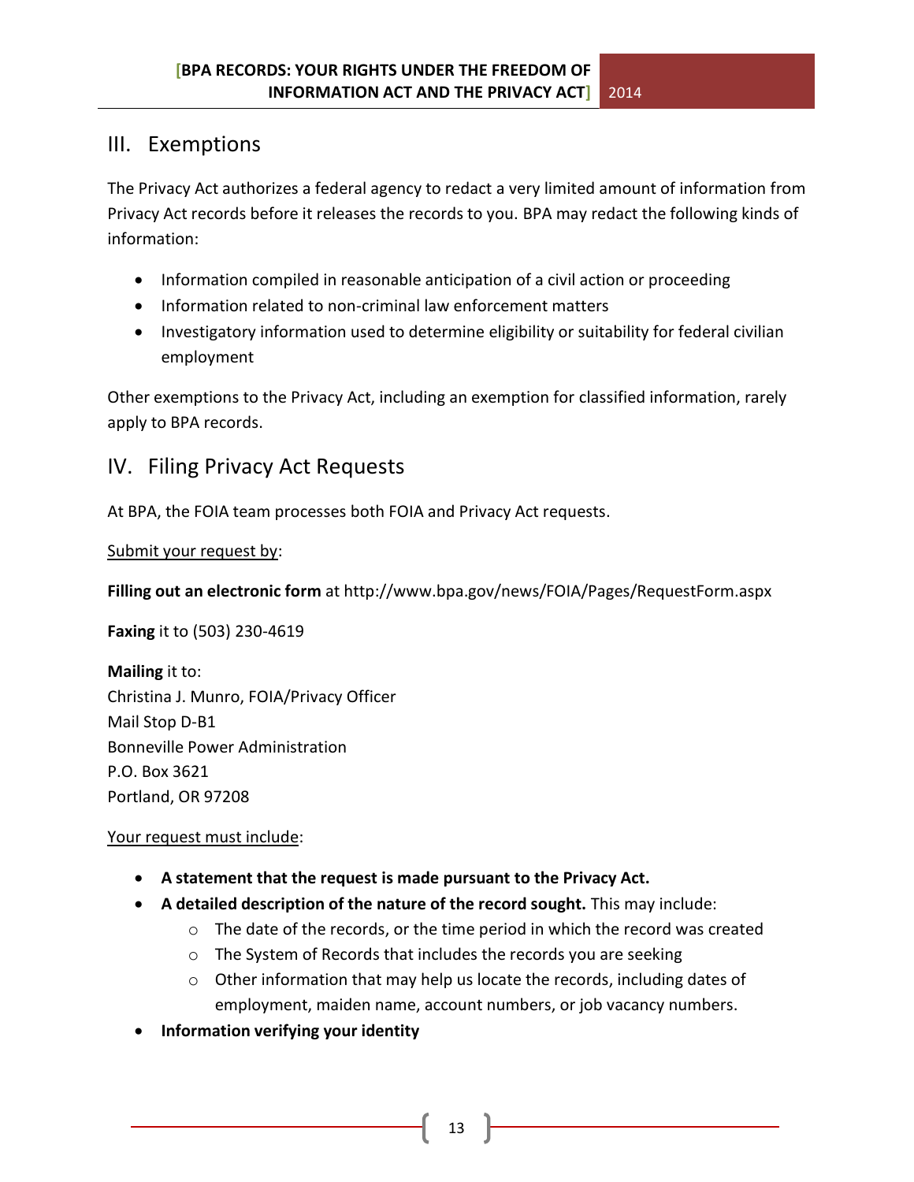## III. Exemptions

The Privacy Act authorizes a federal agency to redact a very limited amount of information from Privacy Act records before it releases the records to you. BPA may redact the following kinds of information:

- Information compiled in reasonable anticipation of a civil action or proceeding
- Information related to non-criminal law enforcement matters
- Investigatory information used to determine eligibility or suitability for federal civilian employment

Other exemptions to the Privacy Act, including an exemption for classified information, rarely apply to BPA records.

## IV. Filing Privacy Act Requests

At BPA, the FOIA team processes both FOIA and Privacy Act requests.

<u>Submit your request by</u>:

**Filling out an electronic form** at http://www.bpa.gov/news/FOIA/Pages/RequestForm.aspx

**Faxing** it to (503) 230-4619

**Mailing** it to:
Christina J. Munro, FOIA/Privacy Officer
Mail Stop D-B1
Bonneville Power Administration
P.O. Box 3621
Portland, OR 97208

<u>Your request must include</u>:

- **A statement that the request is made pursuant to the Privacy Act.**
- **A detailed description of the nature of the record sought.** This may include:
  - The date of the records, or the time period in which the record was created
  - The System of Records that includes the records you are seeking
  - Other information that may help us locate the records, including dates of employment, maiden name, account numbers, or job vacancy numbers.
- **Information verifying your identity**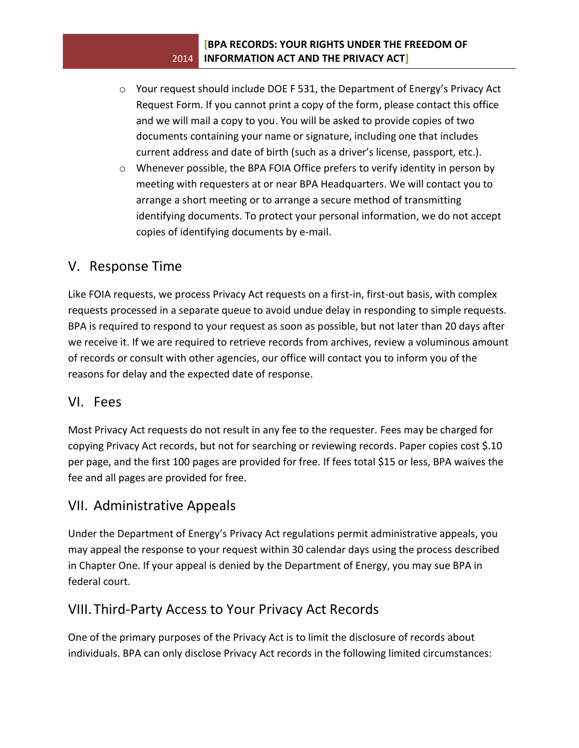- Your request should include DOE F 531, the Department of Energy's Privacy Act Request Form. If you cannot print a copy of the form, please contact this office and we will mail a copy to you. You will be asked to provide copies of two documents containing your name or signature, including one that includes current address and date of birth (such as a driver's license, passport, etc.).
- Whenever possible, the BPA FOIA Office prefers to verify identity in person by meeting with requesters at or near BPA Headquarters. We will contact you to arrange a short meeting or to arrange a secure method of transmitting identifying documents. To protect your personal information, we do not accept copies of identifying documents by e-mail.

## V. Response Time

Like FOIA requests, we process Privacy Act requests on a first-in, first-out basis, with complex requests processed in a separate queue to avoid undue delay in responding to simple requests. BPA is required to respond to your request as soon as possible, but not later than 20 days after we receive it. If we are required to retrieve records from archives, review a voluminous amount of records or consult with other agencies, our office will contact you to inform you of the reasons for delay and the expected date of response.

## VI. Fees

Most Privacy Act requests do not result in any fee to the requester. Fees may be charged for copying Privacy Act records, but not for searching or reviewing records. Paper copies cost $.10 per page, and the first 100 pages are provided for free. If fees total $15 or less, BPA waives the fee and all pages are provided for free.

## VII. Administrative Appeals

Under the Department of Energy's Privacy Act regulations permit administrative appeals, you may appeal the response to your request within 30 calendar days using the process described in Chapter One. If your appeal is denied by the Department of Energy, you may sue BPA in federal court.

## VIII. Third-Party Access to Your Privacy Act Records

One of the primary purposes of the Privacy Act is to limit the disclosure of records about individuals. BPA can only disclose Privacy Act records in the following limited circumstances: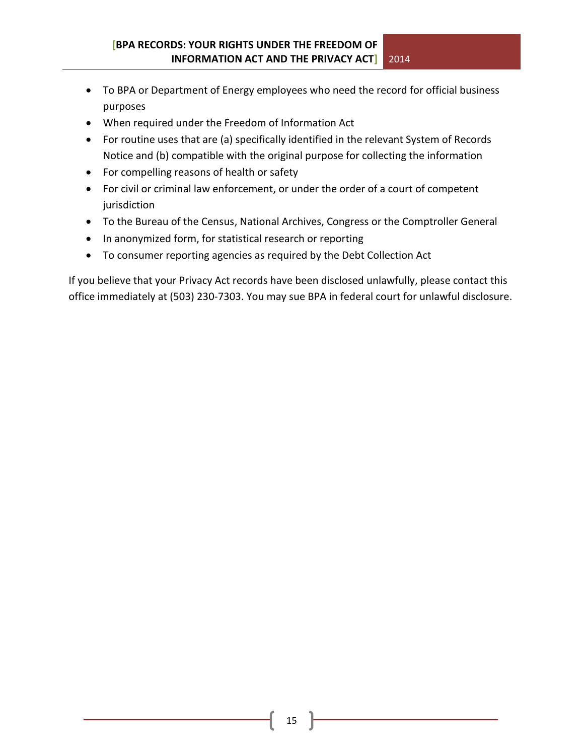- To BPA or Department of Energy employees who need the record for official business purposes
- When required under the Freedom of Information Act
- For routine uses that are (a) specifically identified in the relevant System of Records Notice and (b) compatible with the original purpose for collecting the information
- For compelling reasons of health or safety
- For civil or criminal law enforcement, or under the order of a court of competent jurisdiction
- To the Bureau of the Census, National Archives, Congress or the Comptroller General
- In anonymized form, for statistical research or reporting
- To consumer reporting agencies as required by the Debt Collection Act

If you believe that your Privacy Act records have been disclosed unlawfully, please contact this office immediately at (503) 230-7303. You may sue BPA in federal court for unlawful disclosure.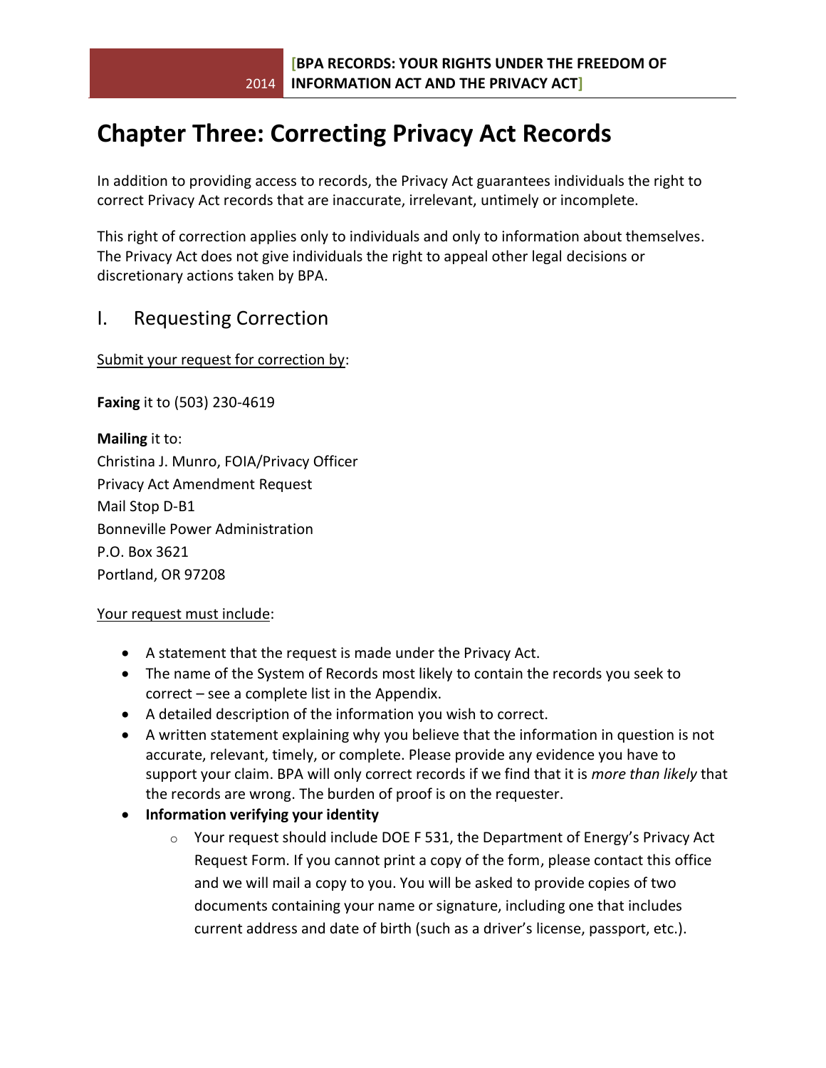# Chapter Three: Correcting Privacy Act Records

In addition to providing access to records, the Privacy Act guarantees individuals the right to correct Privacy Act records that are inaccurate, irrelevant, untimely or incomplete.

This right of correction applies only to individuals and only to information about themselves. The Privacy Act does not give individuals the right to appeal other legal decisions or discretionary actions taken by BPA.

## I. Requesting Correction

Submit your request for correction by:

**Faxing** it to (503) 230-4619

**Mailing** it to:
Christina J. Munro, FOIA/Privacy Officer
Privacy Act Amendment Request
Mail Stop D-B1
Bonneville Power Administration
P.O. Box 3621
Portland, OR 97208

Your request must include:

- A statement that the request is made under the Privacy Act.
- The name of the System of Records most likely to contain the records you seek to correct – see a complete list in the Appendix.
- A detailed description of the information you wish to correct.
- A written statement explaining why you believe that the information in question is not accurate, relevant, timely, or complete. Please provide any evidence you have to support your claim. BPA will only correct records if we find that it is *more than likely* that the records are wrong. The burden of proof is on the requester.
- **Information verifying your identity**
    - Your request should include DOE F 531, the Department of Energy's Privacy Act Request Form. If you cannot print a copy of the form, please contact this office and we will mail a copy to you. You will be asked to provide copies of two documents containing your name or signature, including one that includes current address and date of birth (such as a driver's license, passport, etc.).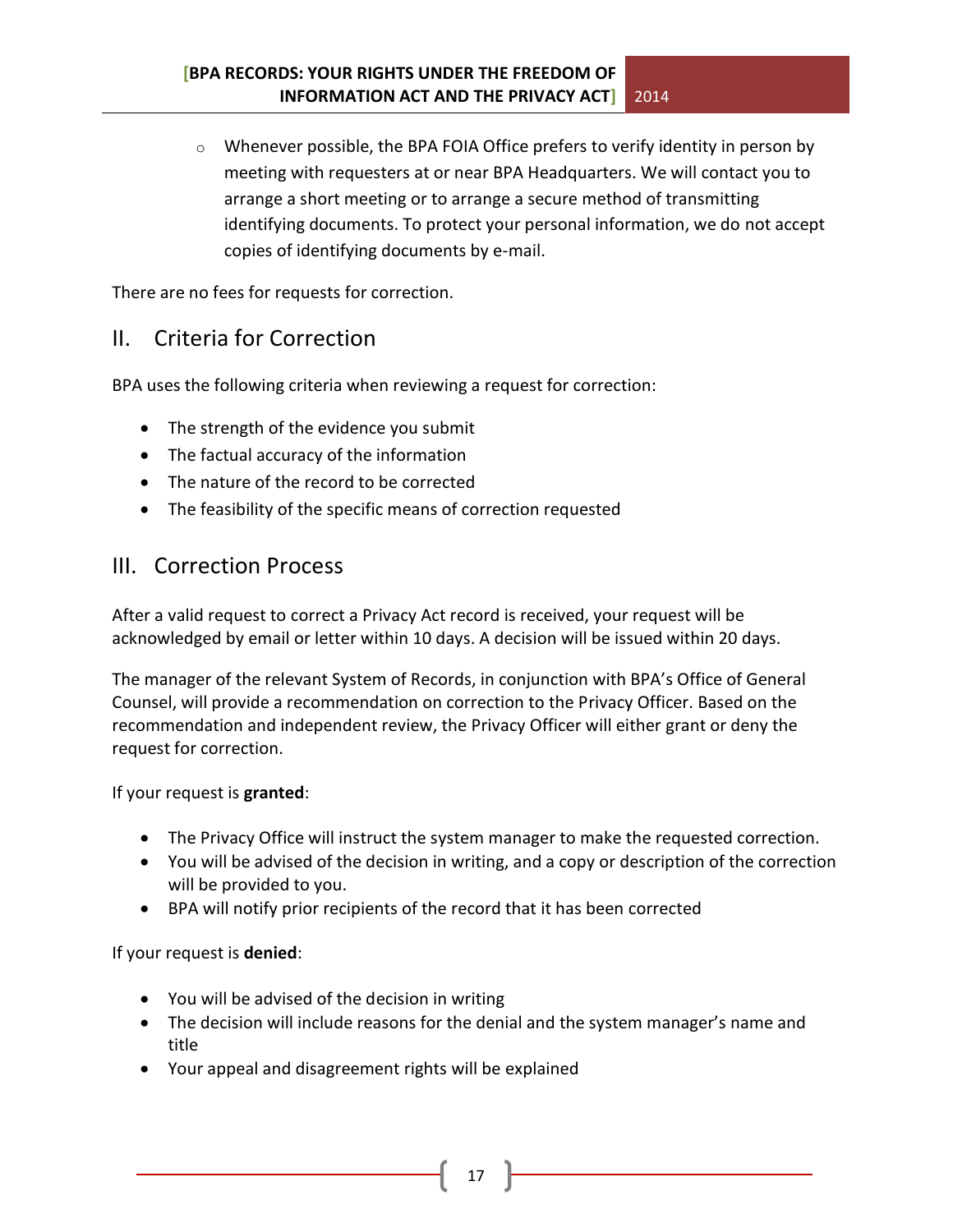- Whenever possible, the BPA FOIA Office prefers to verify identity in person by meeting with requesters at or near BPA Headquarters. We will contact you to arrange a short meeting or to arrange a secure method of transmitting identifying documents. To protect your personal information, we do not accept copies of identifying documents by e-mail.

There are no fees for requests for correction.

## II. Criteria for Correction

BPA uses the following criteria when reviewing a request for correction:

- The strength of the evidence you submit
- The factual accuracy of the information
- The nature of the record to be corrected
- The feasibility of the specific means of correction requested

## III. Correction Process

After a valid request to correct a Privacy Act record is received, your request will be acknowledged by email or letter within 10 days. A decision will be issued within 20 days.

The manager of the relevant System of Records, in conjunction with BPA's Office of General Counsel, will provide a recommendation on correction to the Privacy Officer. Based on the recommendation and independent review, the Privacy Officer will either grant or deny the request for correction.

If your request is **granted**:

- The Privacy Office will instruct the system manager to make the requested correction.
- You will be advised of the decision in writing, and a copy or description of the correction will be provided to you.
- BPA will notify prior recipients of the record that it has been corrected

If your request is **denied**:

- You will be advised of the decision in writing
- The decision will include reasons for the denial and the system manager's name and title
- Your appeal and disagreement rights will be explained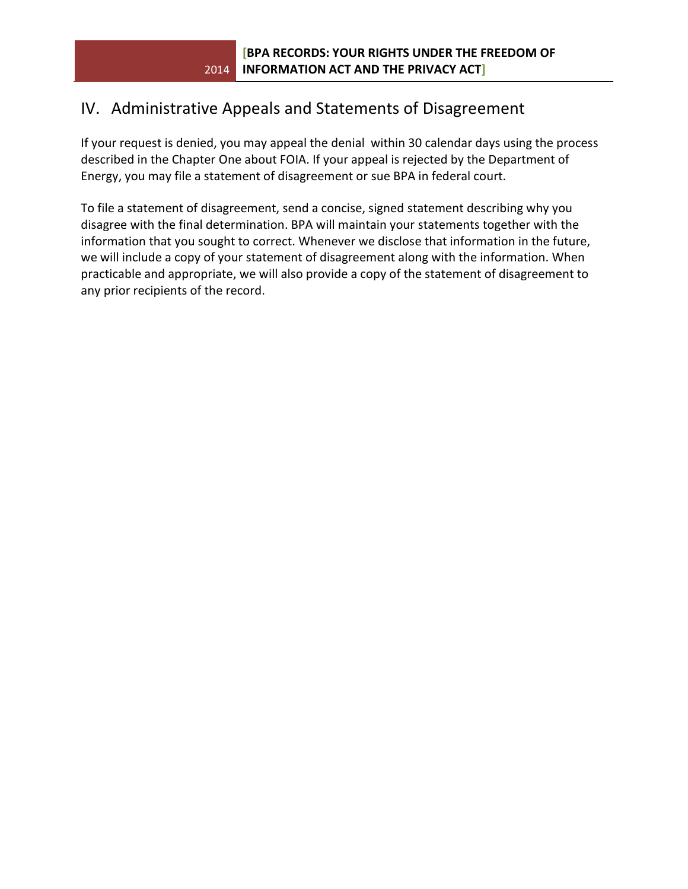## IV. Administrative Appeals and Statements of Disagreement

If your request is denied, you may appeal the denial within 30 calendar days using the process described in the Chapter One about FOIA. If your appeal is rejected by the Department of Energy, you may file a statement of disagreement or sue BPA in federal court.

To file a statement of disagreement, send a concise, signed statement describing why you disagree with the final determination. BPA will maintain your statements together with the information that you sought to correct. Whenever we disclose that information in the future, we will include a copy of your statement of disagreement along with the information. When practicable and appropriate, we will also provide a copy of the statement of disagreement to any prior recipients of the record.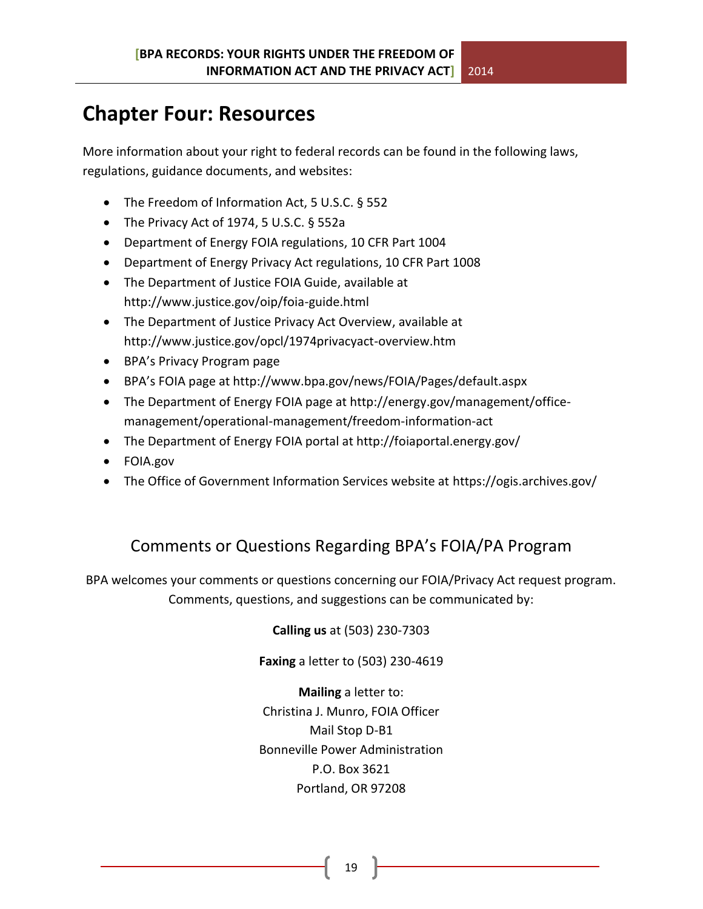# Chapter Four: Resources

More information about your right to federal records can be found in the following laws, regulations, guidance documents, and websites:

- The Freedom of Information Act, 5 U.S.C. § 552
- The Privacy Act of 1974, 5 U.S.C. § 552a
- Department of Energy FOIA regulations, 10 CFR Part 1004
- Department of Energy Privacy Act regulations, 10 CFR Part 1008
- The Department of Justice FOIA Guide, available at http://www.justice.gov/oip/foia-guide.html
- The Department of Justice Privacy Act Overview, available at http://www.justice.gov/opcl/1974privacyact-overview.htm
- BPA's Privacy Program page
- BPA's FOIA page at http://www.bpa.gov/news/FOIA/Pages/default.aspx
- The Department of Energy FOIA page at http://energy.gov/management/office-management/operational-management/freedom-information-act
- The Department of Energy FOIA portal at http://foiaportal.energy.gov/
- FOIA.gov
- The Office of Government Information Services website at https://ogis.archives.gov/

## Comments or Questions Regarding BPA's FOIA/PA Program

BPA welcomes your comments or questions concerning our FOIA/Privacy Act request program. Comments, questions, and suggestions can be communicated by:

**Calling us** at (503) 230-7303

**Faxing** a letter to (503) 230-4619

**Mailing** a letter to:
Christina J. Munro, FOIA Officer
Mail Stop D-B1
Bonneville Power Administration
P.O. Box 3621
Portland, OR 97208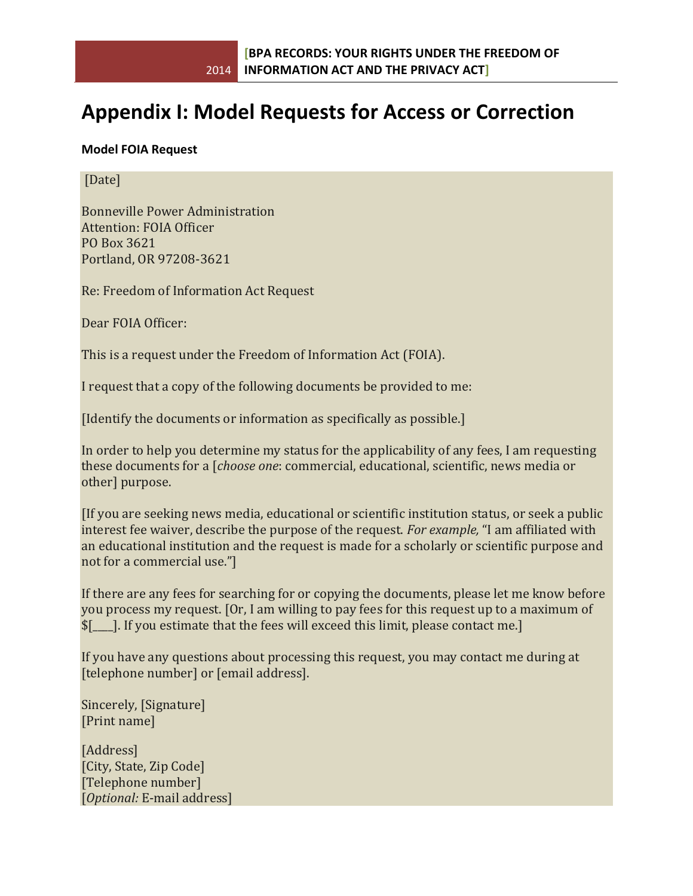# Appendix I: Model Requests for Access or Correction

**Model FOIA Request**

[Date]

Bonneville Power Administration
Attention: FOIA Officer
PO Box 3621
Portland, OR 97208-3621

Re: Freedom of Information Act Request

Dear FOIA Officer:

This is a request under the Freedom of Information Act (FOIA).

I request that a copy of the following documents be provided to me:

[Identify the documents or information as specifically as possible.]

In order to help you determine my status for the applicability of any fees, I am requesting these documents for a [*choose one*: commercial, educational, scientific, news media or other] purpose.

[If you are seeking news media, educational or scientific institution status, or seek a public interest fee waiver, describe the purpose of the request. *For example,* "I am affiliated with an educational institution and the request is made for a scholarly or scientific purpose and not for a commercial use."]

If there are any fees for searching for or copying the documents, please let me know before you process my request. [Or, I am willing to pay fees for this request up to a maximum of $[____]. If you estimate that the fees will exceed this limit, please contact me.]

If you have any questions about processing this request, you may contact me during at [telephone number] or [email address].

Sincerely, [Signature]
[Print name]

[Address]
[City, State, Zip Code]
[Telephone number]
[*Optional:* E-mail address]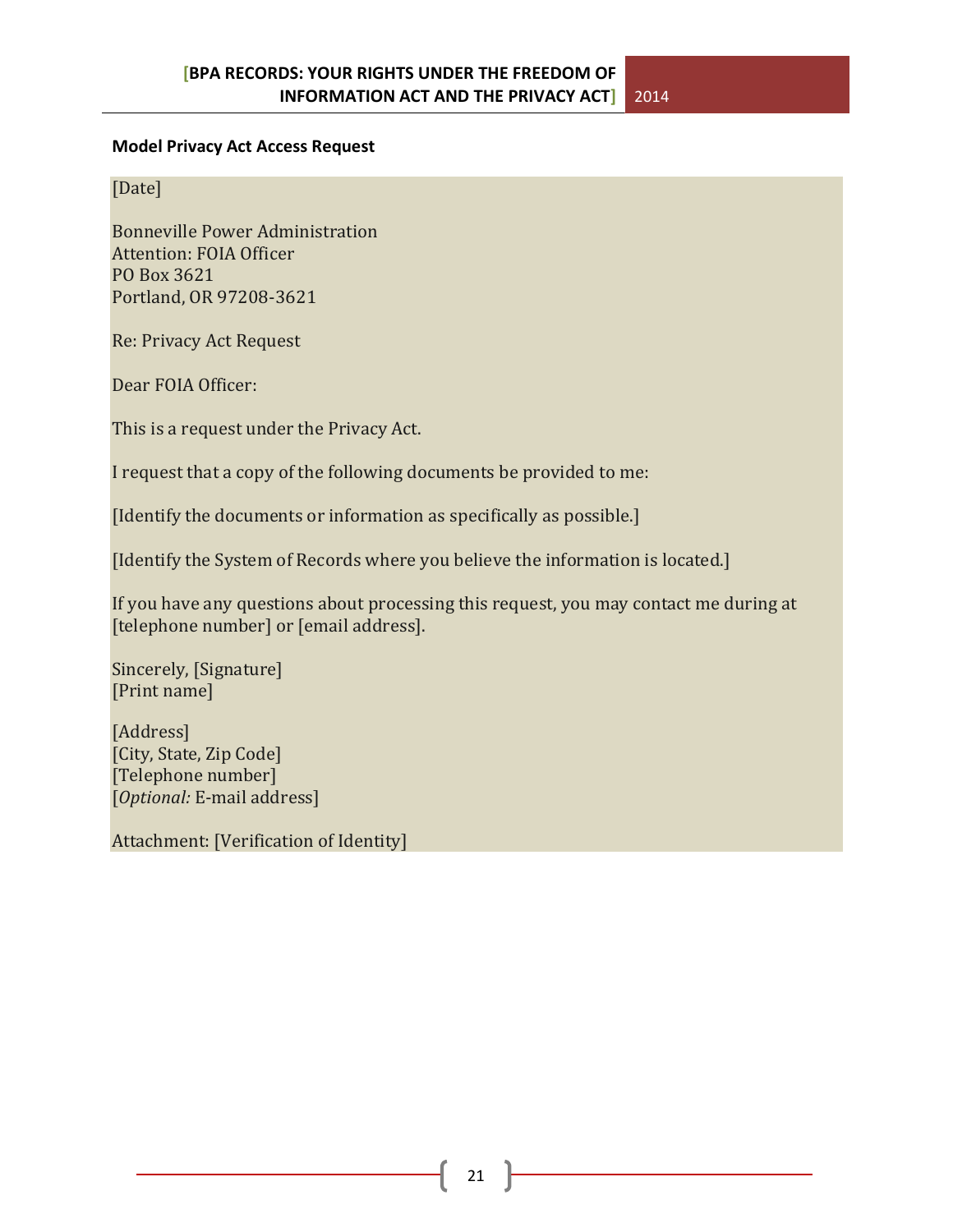**Model Privacy Act Access Request**

[Date]

Bonneville Power Administration
Attention: FOIA Officer
PO Box 3621
Portland, OR 97208-3621

Re: Privacy Act Request

Dear FOIA Officer:

This is a request under the Privacy Act.

I request that a copy of the following documents be provided to me:

[Identify the documents or information as specifically as possible.]

[Identify the System of Records where you believe the information is located.]

If you have any questions about processing this request, you may contact me during at [telephone number] or [email address].

Sincerely, [Signature]
[Print name]

[Address]
[City, State, Zip Code]
[Telephone number]
[*Optional:* E-mail address]

Attachment: [Verification of Identity]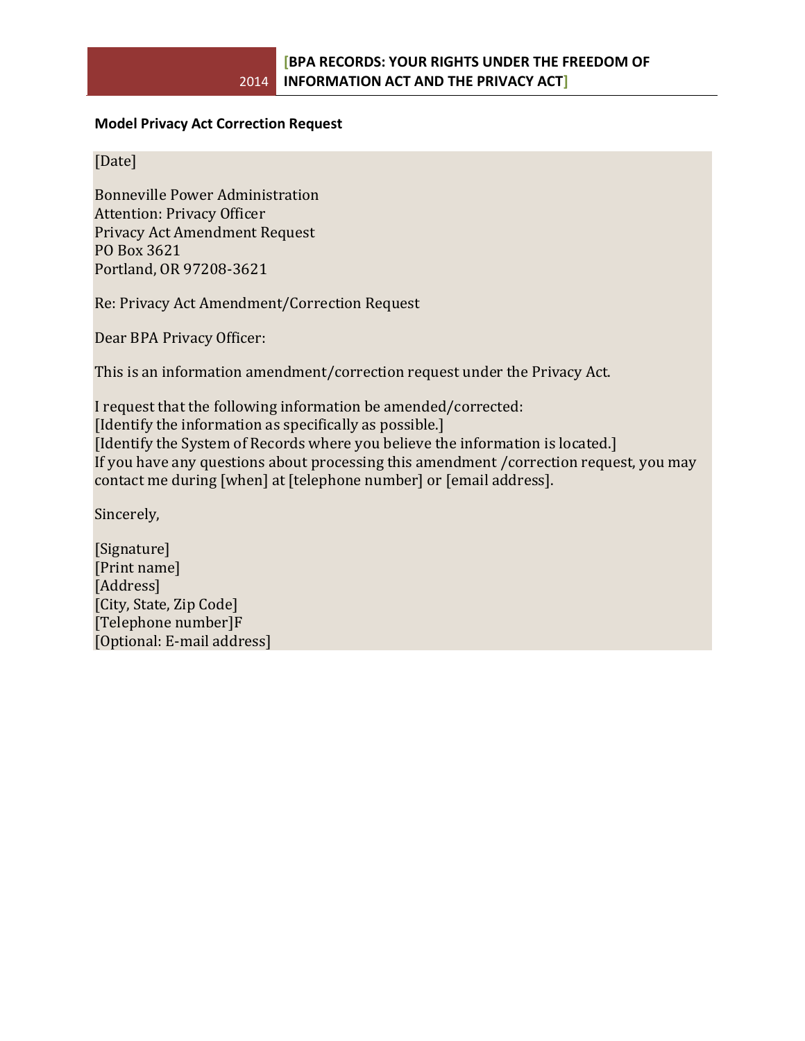**Model Privacy Act Correction Request**

[Date]

Bonneville Power Administration
Attention: Privacy Officer
Privacy Act Amendment Request
PO Box 3621
Portland, OR 97208-3621

Re: Privacy Act Amendment/Correction Request

Dear BPA Privacy Officer:

This is an information amendment/correction request under the Privacy Act.

I request that the following information be amended/corrected:
[Identify the information as specifically as possible.]
[Identify the System of Records where you believe the information is located.]
If you have any questions about processing this amendment /correction request, you may contact me during [when] at [telephone number] or [email address].

Sincerely,

[Signature]
[Print name]
[Address]
[City, State, Zip Code]
[Telephone number]F
[Optional: E-mail address]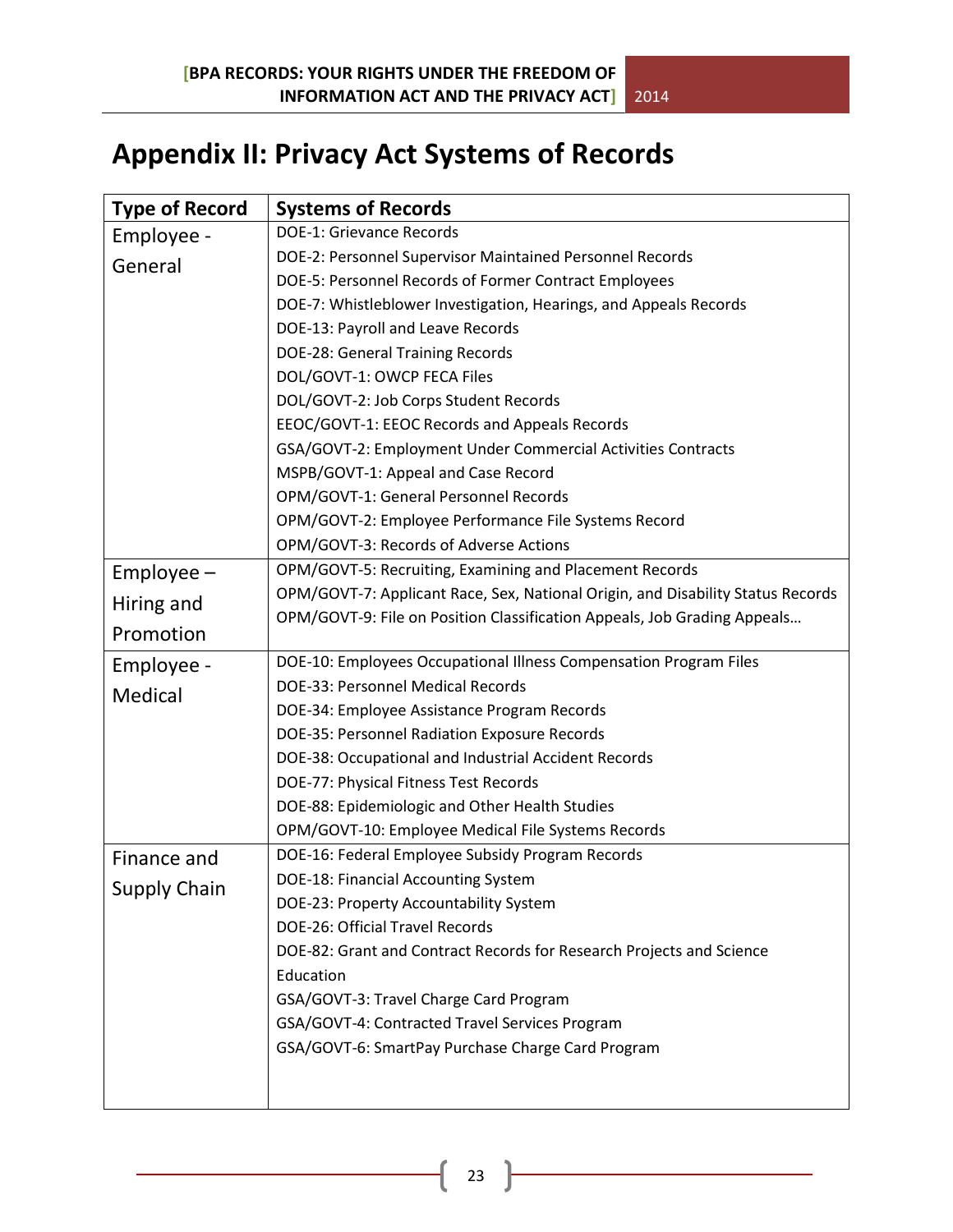# Appendix II: Privacy Act Systems of Records

| Type of Record | Systems of Records |
|---|---|
| Employee - General | DOE-1: Grievance Records |
| | DOE-2: Personnel Supervisor Maintained Personnel Records |
| | DOE-5: Personnel Records of Former Contract Employees |
| | DOE-7: Whistleblower Investigation, Hearings, and Appeals Records |
| | DOE-13: Payroll and Leave Records |
| | DOE-28: General Training Records |
| | DOL/GOVT-1: OWCP FECA Files |
| | DOL/GOVT-2: Job Corps Student Records |
| | EEOC/GOVT-1: EEOC Records and Appeals Records |
| | GSA/GOVT-2: Employment Under Commercial Activities Contracts |
| | MSPB/GOVT-1: Appeal and Case Record |
| | OPM/GOVT-1: General Personnel Records |
| | OPM/GOVT-2: Employee Performance File Systems Record |
| | OPM/GOVT-3: Records of Adverse Actions |
| Employee – Hiring and Promotion | OPM/GOVT-5: Recruiting, Examining and Placement Records |
| | OPM/GOVT-7: Applicant Race, Sex, National Origin, and Disability Status Records |
| | OPM/GOVT-9: File on Position Classification Appeals, Job Grading Appeals… |
| Employee - Medical | DOE-10: Employees Occupational Illness Compensation Program Files |
| | DOE-33: Personnel Medical Records |
| | DOE-34: Employee Assistance Program Records |
| | DOE-35: Personnel Radiation Exposure Records |
| | DOE-38: Occupational and Industrial Accident Records |
| | DOE-77: Physical Fitness Test Records |
| | DOE-88: Epidemiologic and Other Health Studies |
| | OPM/GOVT-10: Employee Medical File Systems Records |
| Finance and Supply Chain | DOE-16: Federal Employee Subsidy Program Records |
| | DOE-18: Financial Accounting System |
| | DOE-23: Property Accountability System |
| | DOE-26: Official Travel Records |
| | DOE-82: Grant and Contract Records for Research Projects and Science Education |
| | GSA/GOVT-3: Travel Charge Card Program |
| | GSA/GOVT-4: Contracted Travel Services Program |
| | GSA/GOVT-6: SmartPay Purchase Charge Card Program |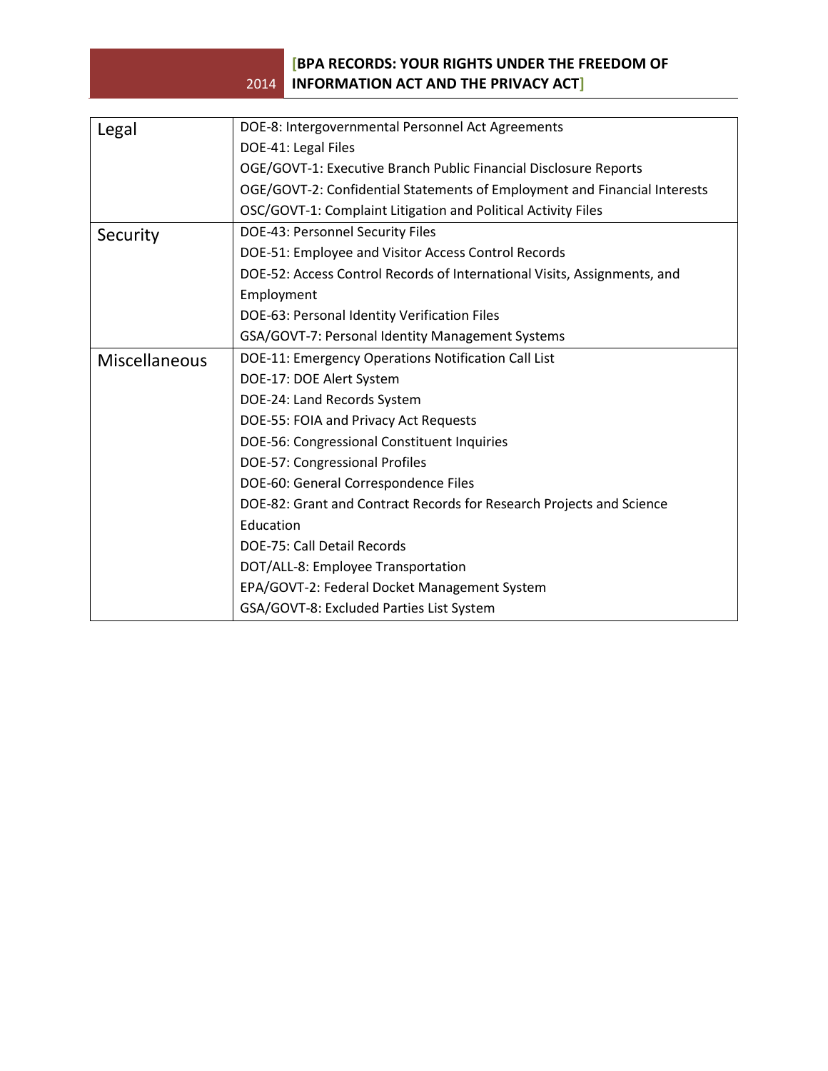| | |
|---|---|
| Legal | DOE-8: Intergovernmental Personnel Act Agreements<br>DOE-41: Legal Files<br>OGE/GOVT-1: Executive Branch Public Financial Disclosure Reports<br>OGE/GOVT-2: Confidential Statements of Employment and Financial Interests<br>OSC/GOVT-1: Complaint Litigation and Political Activity Files |
| Security | DOE-43: Personnel Security Files<br>DOE-51: Employee and Visitor Access Control Records<br>DOE-52: Access Control Records of International Visits, Assignments, and Employment<br>DOE-63: Personal Identity Verification Files<br>GSA/GOVT-7: Personal Identity Management Systems |
| Miscellaneous | DOE-11: Emergency Operations Notification Call List<br>DOE-17: DOE Alert System<br>DOE-24: Land Records System<br>DOE-55: FOIA and Privacy Act Requests<br>DOE-56: Congressional Constituent Inquiries<br>DOE-57: Congressional Profiles<br>DOE-60: General Correspondence Files<br>DOE-82: Grant and Contract Records for Research Projects and Science Education<br>DOE-75: Call Detail Records<br>DOT/ALL-8: Employee Transportation<br>EPA/GOVT-2: Federal Docket Management System<br>GSA/GOVT-8: Excluded Parties List System |